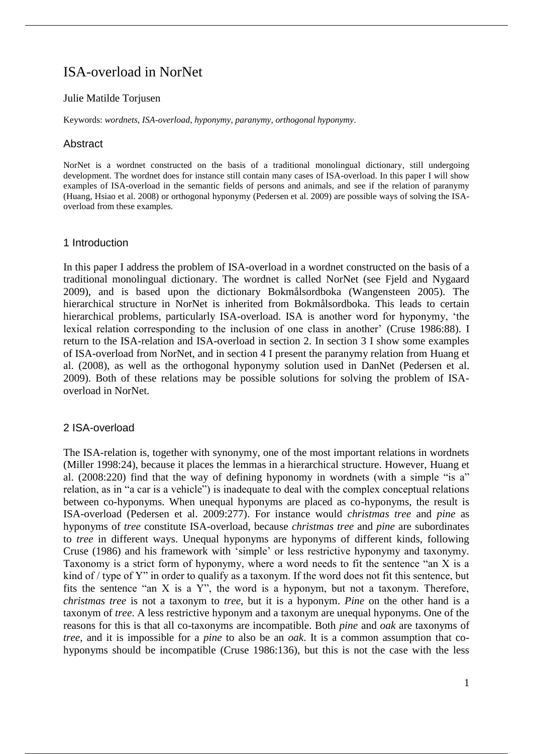# ISA-overload in NorNet

Julie Matilde Torjusen

Keywords: *wordnets*, *ISA-overload*, *hyponymy*, *paranymy*, *orthogonal hyponymy*.

## Abstract

NorNet is a wordnet constructed on the basis of a traditional monolingual dictionary, still undergoing development. The wordnet does for instance still contain many cases of ISA-overload. In this paper I will show examples of ISA-overload in the semantic fields of persons and animals, and see if the relation of paranymy (Huang, Hsiao et al. 2008) or orthogonal hyponymy (Pedersen et al. 2009) are possible ways of solving the ISA-overload from these examples.

## 1 Introduction

In this paper I address the problem of ISA-overload in a wordnet constructed on the basis of a traditional monolingual dictionary. The wordnet is called NorNet (see Fjeld and Nygaard 2009), and is based upon the dictionary Bokmålsordboka (Wangensteen 2005). The hierarchical structure in NorNet is inherited from Bokmålsordboka. This leads to certain hierarchical problems, particularly ISA-overload. ISA is another word for hyponymy, 'the lexical relation corresponding to the inclusion of one class in another' (Cruse 1986:88). I return to the ISA-relation and ISA-overload in section 2. In section 3 I show some examples of ISA-overload from NorNet, and in section 4 I present the paranymy relation from Huang et al. (2008), as well as the orthogonal hyponymy solution used in DanNet (Pedersen et al. 2009). Both of these relations may be possible solutions for solving the problem of ISA-overload in NorNet.

## 2 ISA-overload

The ISA-relation is, together with synonymy, one of the most important relations in wordnets (Miller 1998:24), because it places the lemmas in a hierarchical structure. However, Huang et al. (2008:220) find that the way of defining hyponomy in wordnets (with a simple "is a" relation, as in "a car is a vehicle") is inadequate to deal with the complex conceptual relations between co-hyponyms. When unequal hyponyms are placed as co-hyponyms, the result is ISA-overload (Pedersen et al. 2009:277). For instance would *christmas tree* and *pine* as hyponyms of *tree* constitute ISA-overload, because *christmas tree* and *pine* are subordinates to *tree* in different ways. Unequal hyponyms are hyponyms of different kinds, following Cruse (1986) and his framework with 'simple' or less restrictive hyponymy and taxonymy. Taxonomy is a strict form of hyponymy, where a word needs to fit the sentence "an X is a kind of / type of Y" in order to qualify as a taxonym. If the word does not fit this sentence, but fits the sentence "an X is a Y", the word is a hyponym, but not a taxonym. Therefore, *christmas tree* is not a taxonym to *tree*, but it is a hyponym. *Pine* on the other hand is a taxonym of *tree*. A less restrictive hyponym and a taxonym are unequal hyponyms. One of the reasons for this is that all co-taxonyms are incompatible. Both *pine* and *oak* are taxonyms of *tree*, and it is impossible for a *pine* to also be an *oak*. It is a common assumption that co-hyponyms should be incompatible (Cruse 1986:136), but this is not the case with the less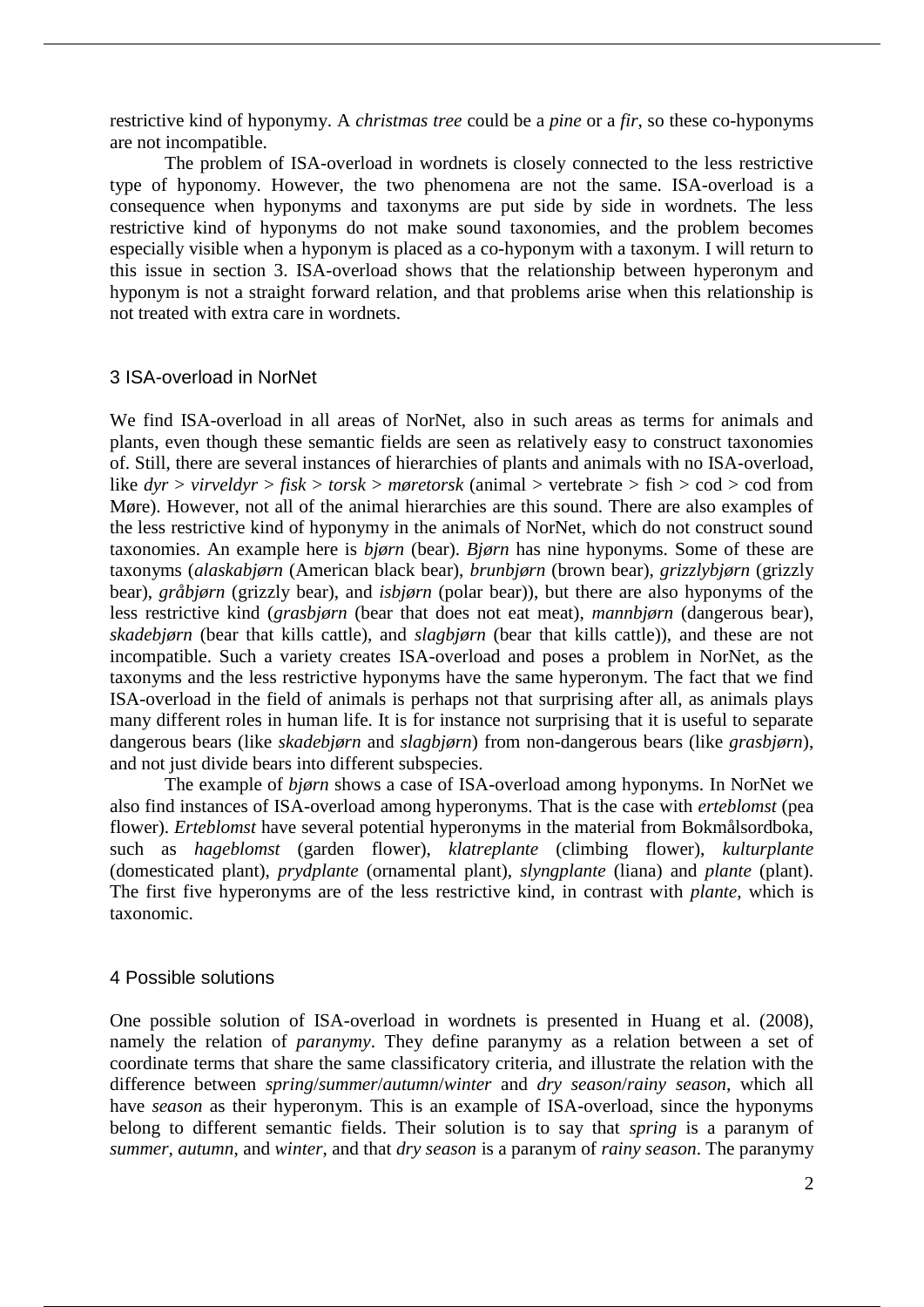restrictive kind of hyponymy. A *christmas tree* could be a *pine* or a *fir*, so these co-hyponyms are not incompatible.

The problem of ISA-overload in wordnets is closely connected to the less restrictive type of hyponomy. However, the two phenomena are not the same. ISA-overload is a consequence when hyponyms and taxonyms are put side by side in wordnets. The less restrictive kind of hyponyms do not make sound taxonomies, and the problem becomes especially visible when a hyponym is placed as a co-hyponym with a taxonym. I will return to this issue in section 3. ISA-overload shows that the relationship between hyperonym and hyponym is not a straight forward relation, and that problems arise when this relationship is not treated with extra care in wordnets.

## 3 ISA-overload in NorNet

We find ISA-overload in all areas of NorNet, also in such areas as terms for animals and plants, even though these semantic fields are seen as relatively easy to construct taxonomies of. Still, there are several instances of hierarchies of plants and animals with no ISA-overload, like *dyr* > *virveldyr* > *fisk* > *torsk* > *møretorsk* (animal > vertebrate > fish > cod > cod from Møre). However, not all of the animal hierarchies are this sound. There are also examples of the less restrictive kind of hyponymy in the animals of NorNet, which do not construct sound taxonomies. An example here is *bjørn* (bear). *Bjørn* has nine hyponyms. Some of these are taxonyms (*alaskabjørn* (American black bear), *brunbjørn* (brown bear), *grizzlybjørn* (grizzly bear), *gråbjørn* (grizzly bear), and *isbjørn* (polar bear)), but there are also hyponyms of the less restrictive kind (*grasbjørn* (bear that does not eat meat), *mannbjørn* (dangerous bear), *skadebjørn* (bear that kills cattle), and *slagbjørn* (bear that kills cattle)), and these are not incompatible. Such a variety creates ISA-overload and poses a problem in NorNet, as the taxonyms and the less restrictive hyponyms have the same hyperonym. The fact that we find ISA-overload in the field of animals is perhaps not that surprising after all, as animals plays many different roles in human life. It is for instance not surprising that it is useful to separate dangerous bears (like *skadebjørn* and *slagbjørn*) from non-dangerous bears (like *grasbjørn*), and not just divide bears into different subspecies.

The example of *bjørn* shows a case of ISA-overload among hyponyms. In NorNet we also find instances of ISA-overload among hyperonyms. That is the case with *erteblomst* (pea flower). *Erteblomst* have several potential hyperonyms in the material from Bokmålsordboka, such as *hageblomst* (garden flower), *klatreplante* (climbing flower), *kulturplante* (domesticated plant), *prydplante* (ornamental plant), *slyngplante* (liana) and *plante* (plant). The first five hyperonyms are of the less restrictive kind, in contrast with *plante*, which is taxonomic.

## 4 Possible solutions

One possible solution of ISA-overload in wordnets is presented in Huang et al. (2008), namely the relation of *paranymy*. They define paranymy as a relation between a set of coordinate terms that share the same classificatory criteria, and illustrate the relation with the difference between *spring*/*summer*/*autumn*/*winter* and *dry season*/*rainy season*, which all have *season* as their hyperonym. This is an example of ISA-overload, since the hyponyms belong to different semantic fields. Their solution is to say that *spring* is a paranym of *summer*, *autumn*, and *winter*, and that *dry season* is a paranym of *rainy season*. The paranymy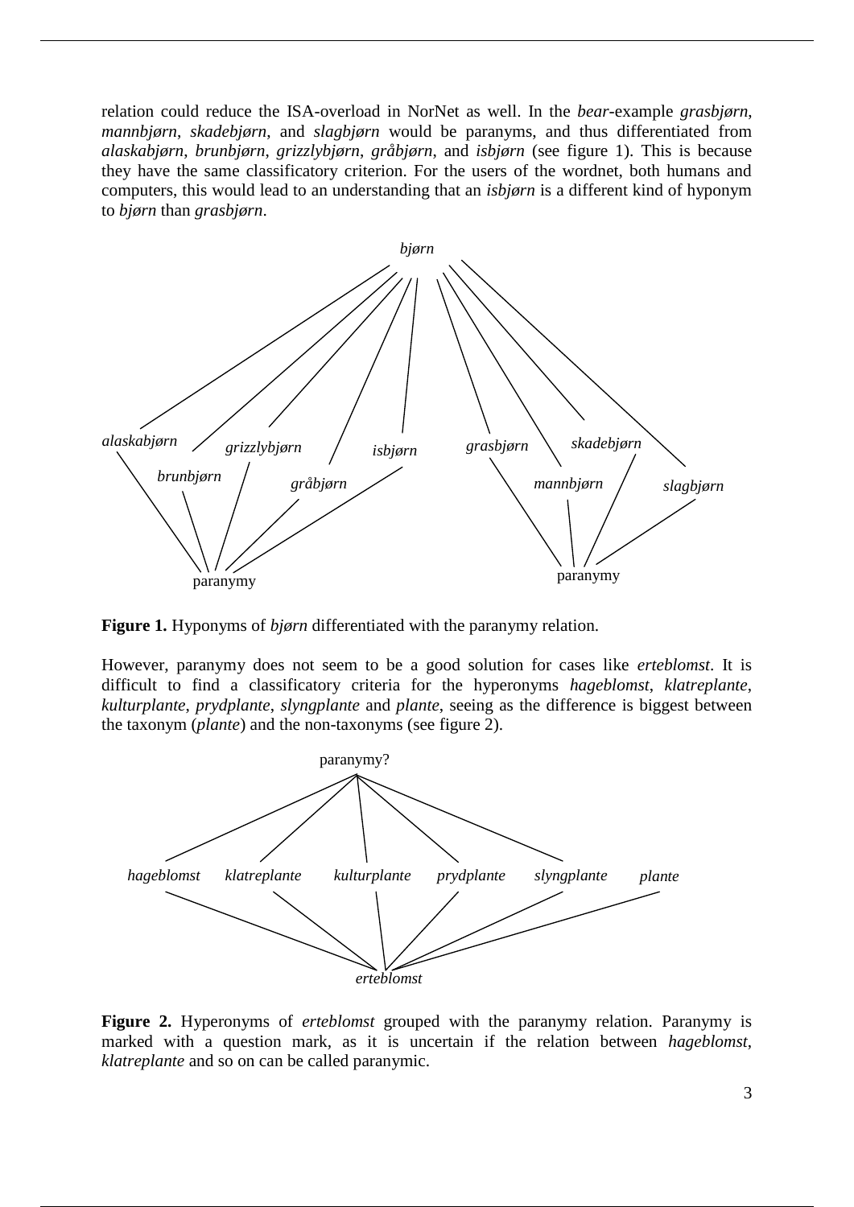relation could reduce the ISA-overload in NorNet as well. In the *bear*-example *grasbjørn*, *mannbjørn*, *skadebjørn*, and *slagbjørn* would be paranyms, and thus differentiated from *alaskabjørn*, *brunbjørn*, *grizzlybjørn*, *gråbjørn*, and *isbjørn* (see figure 1). This is because they have the same classificatory criterion. For the users of the wordnet, both humans and computers, this would lead to an understanding that an *isbjørn* is a different kind of hyponym to *bjørn* than *grasbjørn*.

**Figure 1.** Hyponyms of *bjørn* differentiated with the paranymy relation.

However, paranymy does not seem to be a good solution for cases like *erteblomst*. It is difficult to find a classificatory criteria for the hyperonyms *hageblomst*, *klatreplante*, *kulturplante*, *prydplante*, *slyngplante* and *plante*, seeing as the difference is biggest between the taxonym (*plante*) and the non-taxonyms (see figure 2).

**Figure 2.** Hyperonyms of *erteblomst* grouped with the paranymy relation. Paranymy is marked with a question mark, as it is uncertain if the relation between *hageblomst*, *klatreplante* and so on can be called paranymic.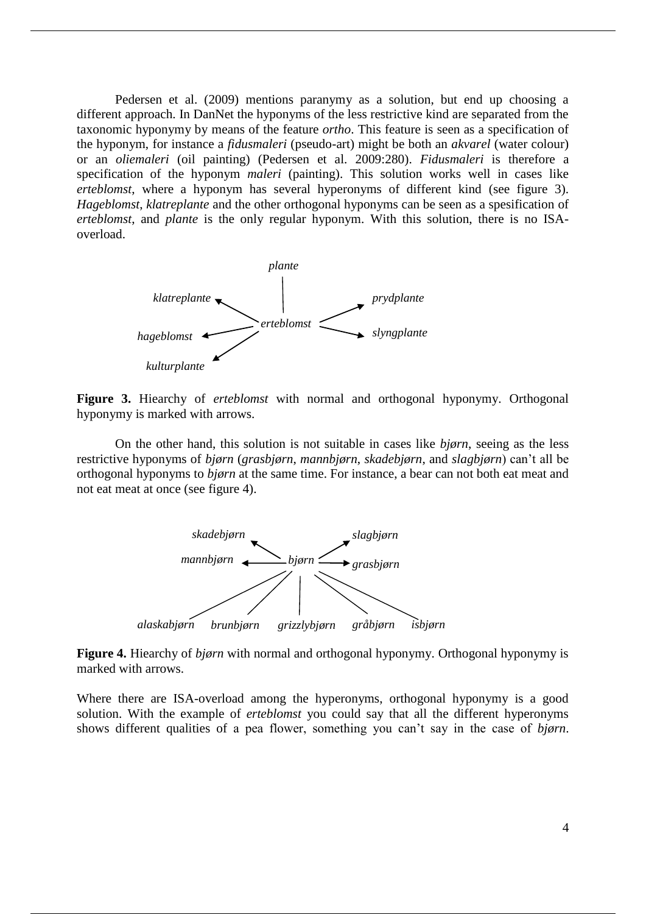Pedersen et al. (2009) mentions paranymy as a solution, but end up choosing a different approach. In DanNet the hyponyms of the less restrictive kind are separated from the taxonomic hyponymy by means of the feature *ortho*. This feature is seen as a specification of the hyponym, for instance a *fidusmaleri* (pseudo-art) might be both an *akvarel* (water colour) or an *oliemaleri* (oil painting) (Pedersen et al. 2009:280). *Fidusmaleri* is therefore a specification of the hyponym *maleri* (painting). This solution works well in cases like *erteblomst*, where a hyponym has several hyperonyms of different kind (see figure 3). *Hageblomst*, *klatreplante* and the other orthogonal hyponyms can be seen as a spesification of *erteblomst*, and *plante* is the only regular hyponym. With this solution, there is no ISA-overload.

*plante*

*klatreplante* ← *erteblomst* → *prydplante*

*hageblomst* ← *erteblomst* → *slyngplante*

*kulturplante*

**Figure 3.** Hiearchy of *erteblomst* with normal and orthogonal hyponymy. Orthogonal hyponymy is marked with arrows.

On the other hand, this solution is not suitable in cases like *bjørn*, seeing as the less restrictive hyponyms of *bjørn* (*grasbjørn*, *mannbjørn*, *skadebjørn*, and *slagbjørn*) can't all be orthogonal hyponyms to *bjørn* at the same time. For instance, a bear can not both eat meat and not eat meat at once (see figure 4).

*skadebjørn* ← *bjørn* → *slagbjørn*

*mannbjørn* ← *bjørn* → *grasbjørn*

*alaskabjørn* *brunbjørn* *grizzlybjørn* *gråbjørn* *isbjørn*

**Figure 4.** Hiearchy of *bjørn* with normal and orthogonal hyponymy. Orthogonal hyponymy is marked with arrows.

Where there are ISA-overload among the hyperonyms, orthogonal hyponymy is a good solution. With the example of *erteblomst* you could say that all the different hyperonyms shows different qualities of a pea flower, something you can't say in the case of *bjørn*.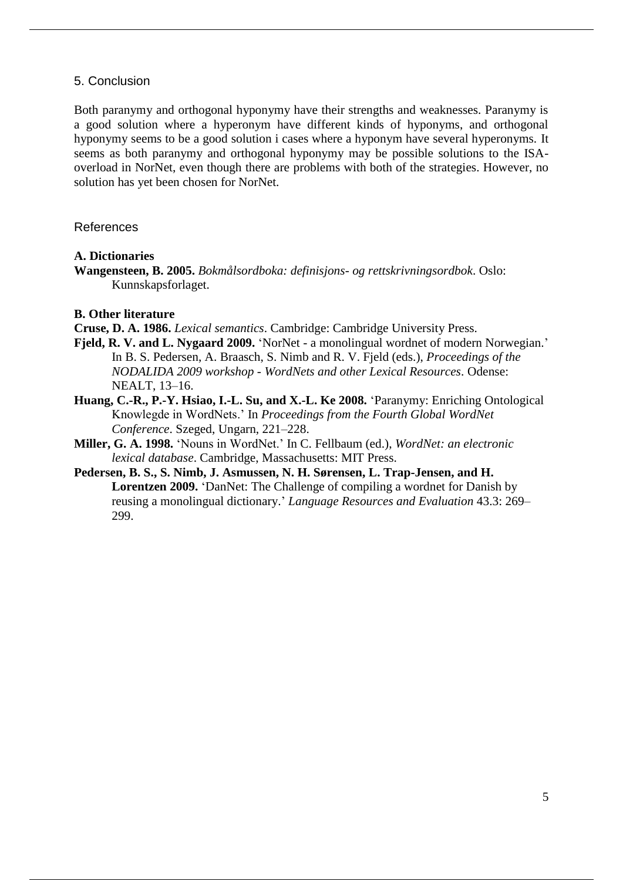## 5. Conclusion

Both paranymy and orthogonal hyponymy have their strengths and weaknesses. Paranymy is a good solution where a hyperonym have different kinds of hyponyms, and orthogonal hyponymy seems to be a good solution i cases where a hyponym have several hyperonyms. It seems as both paranymy and orthogonal hyponymy may be possible solutions to the ISA-overload in NorNet, even though there are problems with both of the strategies. However, no solution has yet been chosen for NorNet.

## References

**A. Dictionaries**

**Wangensteen, B. 2005.** *Bokmålsordboka: definisjons- og rettskrivningsordbok*. Oslo: Kunnskapsforlaget.

**B. Other literature**

**Cruse, D. A. 1986.** *Lexical semantics*. Cambridge: Cambridge University Press.

**Fjeld, R. V. and L. Nygaard 2009.** 'NorNet - a monolingual wordnet of modern Norwegian.' In B. S. Pedersen, A. Braasch, S. Nimb and R. V. Fjeld (eds.), *Proceedings of the NODALIDA 2009 workshop - WordNets and other Lexical Resources*. Odense: NEALT, 13–16.

**Huang, C.-R., P.-Y. Hsiao, I.-L. Su, and X.-L. Ke 2008.** 'Paranymy: Enriching Ontological Knowlegde in WordNets.' In *Proceedings from the Fourth Global WordNet Conference*. Szeged, Ungarn, 221–228.

**Miller, G. A. 1998.** 'Nouns in WordNet.' In C. Fellbaum (ed.), *WordNet: an electronic lexical database*. Cambridge, Massachusetts: MIT Press.

**Pedersen, B. S., S. Nimb, J. Asmussen, N. H. Sørensen, L. Trap-Jensen, and H. Lorentzen 2009.** 'DanNet: The Challenge of compiling a wordnet for Danish by reusing a monolingual dictionary.' *Language Resources and Evaluation* 43.3: 269–299.